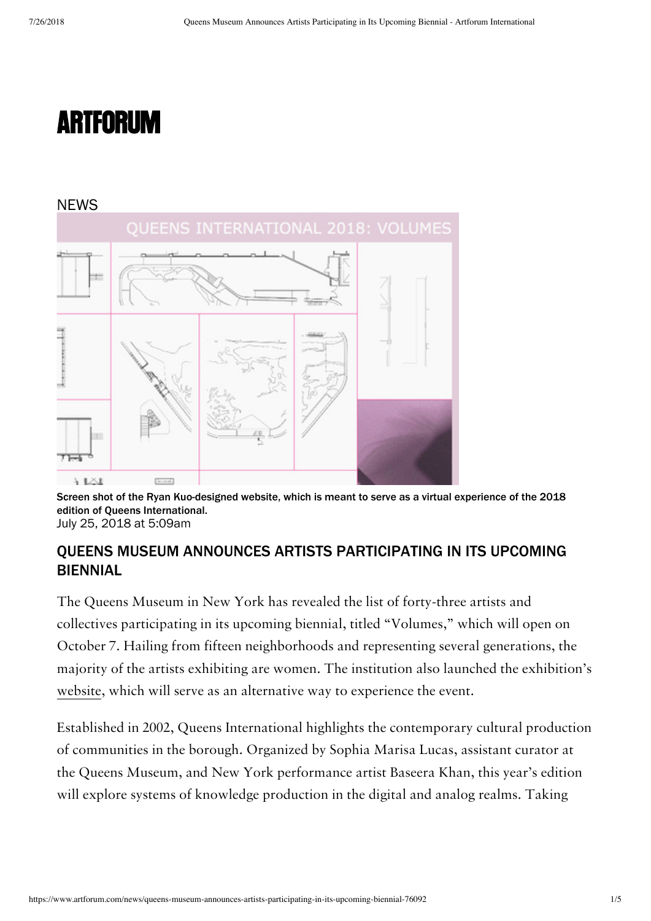# ARTFORUM

NEWS

Screen shot of the Ryan Kuo-designed website, which is meant to serve as a virtual experience of the 2018 edition of Queens International.

July 25, 2018 at 5:09am

## QUEENS MUSEUM ANNOUNCES ARTISTS PARTICIPATING IN ITS UPCOMING BIENNIAL

The Queens Museum in New York has revealed the list of forty-three artists and collectives participating in its upcoming biennial, titled "Volumes," which will open on October 7. Hailing from fifteen neighborhoods and representing several generations, the majority of the artists exhibiting are women. The institution also launched the exhibition's website, which will serve as an alternative way to experience the event.

Established in 2002, Queens International highlights the contemporary cultural production of communities in the borough. Organized by Sophia Marisa Lucas, assistant curator at the Queens Museum, and New York performance artist Baseera Khan, this year's edition will explore systems of knowledge production in the digital and analog realms. Taking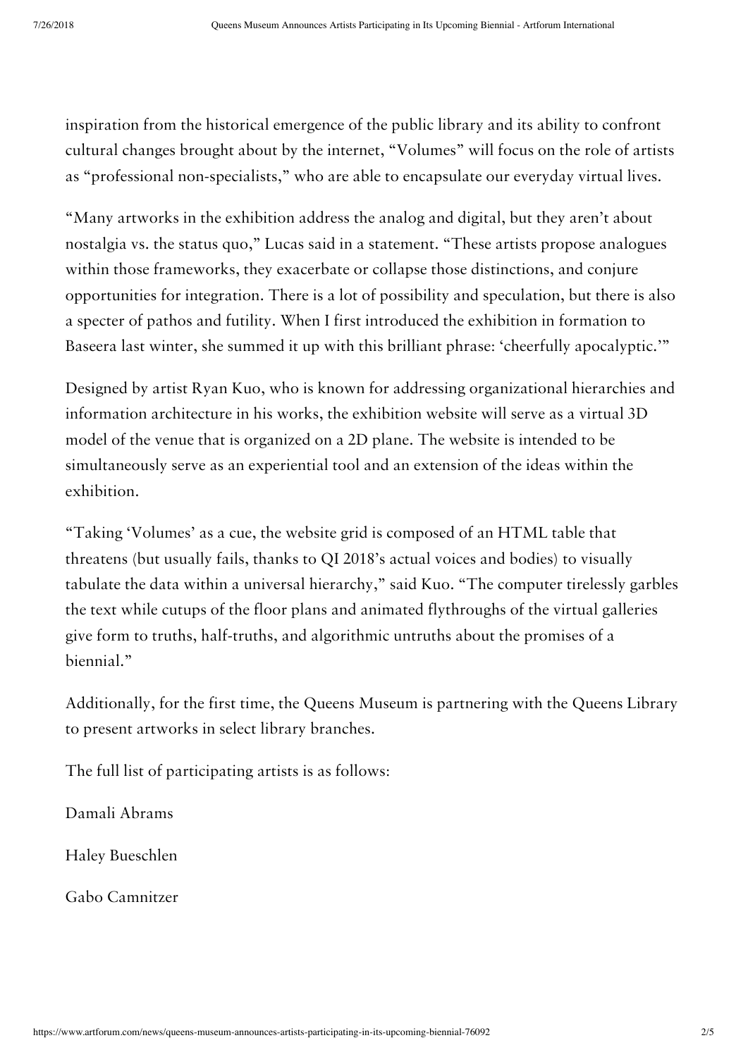inspiration from the historical emergence of the public library and its ability to confront cultural changes brought about by the internet, "Volumes" will focus on the role of artists as "professional non-specialists," who are able to encapsulate our everyday virtual lives.

"Many artworks in the exhibition address the analog and digital, but they aren't about nostalgia vs. the status quo," Lucas said in a statement. "These artists propose analogues within those frameworks, they exacerbate or collapse those distinctions, and conjure opportunities for integration. There is a lot of possibility and speculation, but there is also a specter of pathos and futility. When I first introduced the exhibition in formation to Baseera last winter, she summed it up with this brilliant phrase: 'cheerfully apocalyptic.'"

Designed by artist Ryan Kuo, who is known for addressing organizational hierarchies and information architecture in his works, the exhibition website will serve as a virtual 3D model of the venue that is organized on a 2D plane. The website is intended to be simultaneously serve as an experiential tool and an extension of the ideas within the exhibition.

"Taking 'Volumes' as a cue, the website grid is composed of an HTML table that threatens (but usually fails, thanks to QI 2018's actual voices and bodies) to visually tabulate the data within a universal hierarchy," said Kuo. "The computer tirelessly garbles the text while cutups of the floor plans and animated flythroughs of the virtual galleries give form to truths, half-truths, and algorithmic untruths about the promises of a biennial."

Additionally, for the first time, the Queens Museum is partnering with the Queens Library to present artworks in select library branches.

The full list of participating artists is as follows:

Damali Abrams

Haley Bueschlen

Gabo Camnitzer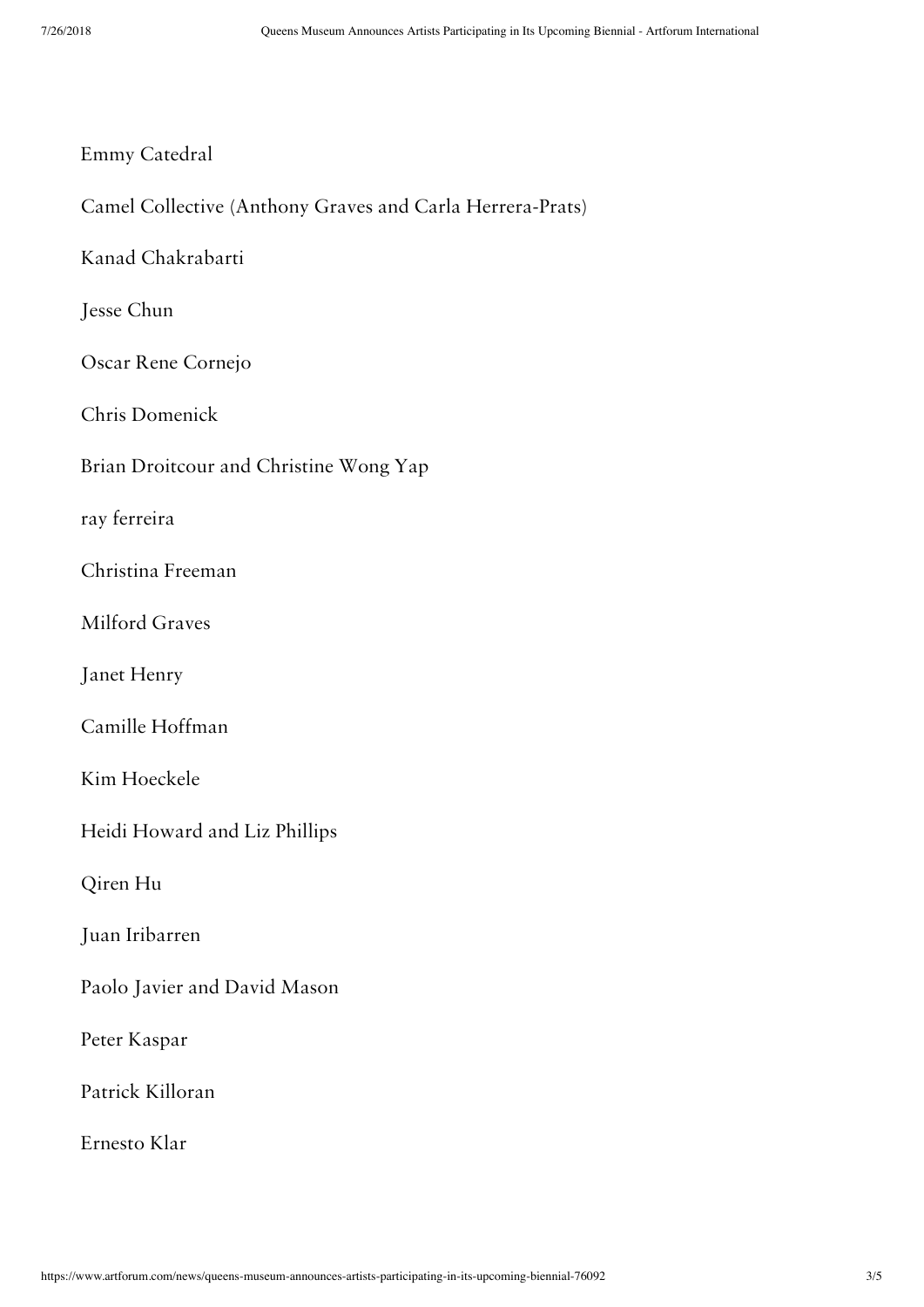Emmy Catedral

Camel Collective (Anthony Graves and Carla Herrera-Prats)

Kanad Chakrabarti

Jesse Chun

Oscar Rene Cornejo

Chris Domenick

Brian Droitcour and Christine Wong Yap

ray ferreira

Christina Freeman

Milford Graves

Janet Henry

Camille Hoffman

Kim Hoeckele

Heidi Howard and Liz Phillips

Qiren Hu

Juan Iribarren

Paolo Javier and David Mason

Peter Kaspar

Patrick Killoran

Ernesto Klar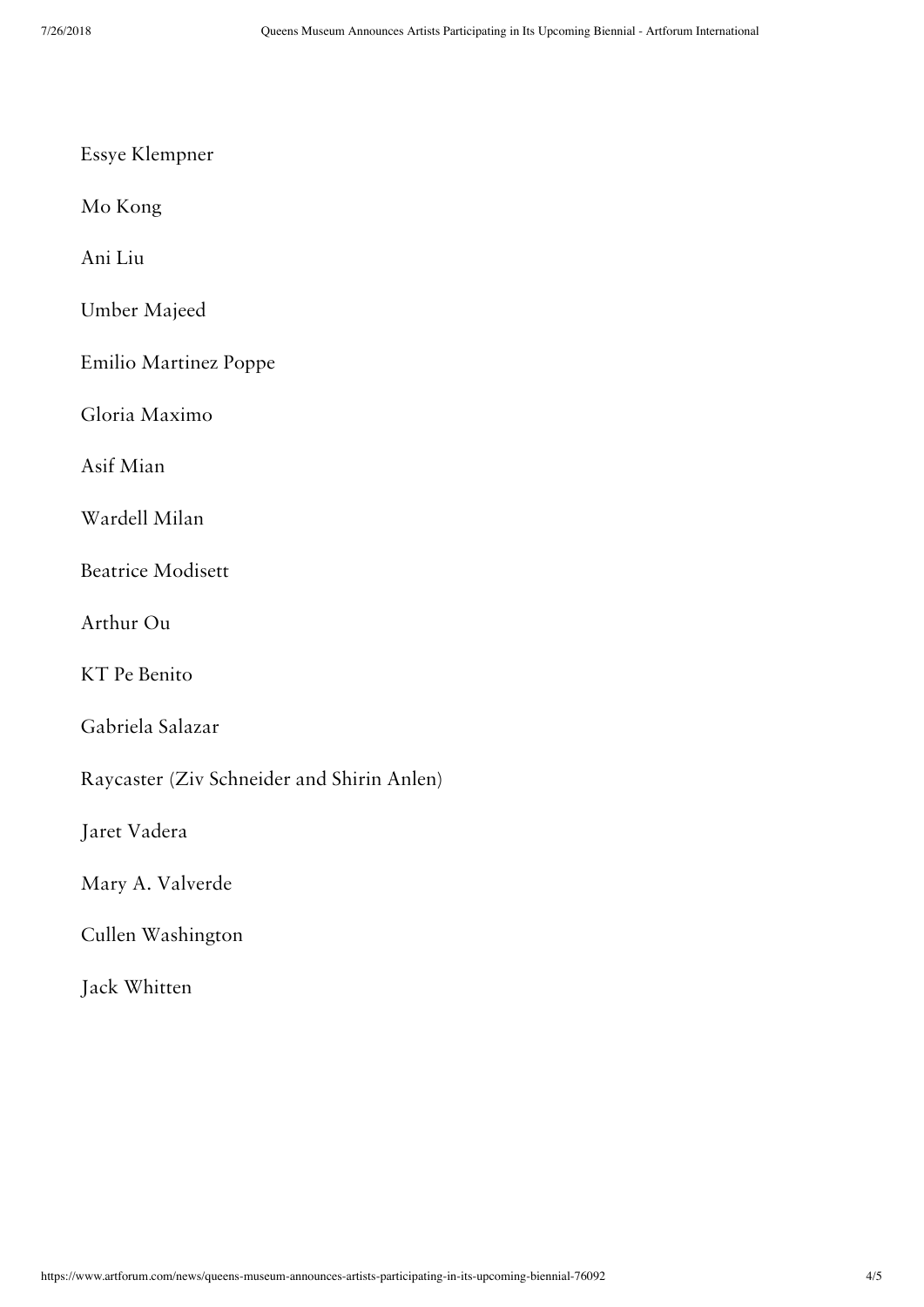Essye Klempner

Mo Kong

Ani Liu

Umber Majeed

Emilio Martinez Poppe

Gloria Maximo

Asif Mian

Wardell Milan

Beatrice Modisett

Arthur Ou

KT Pe Benito

Gabriela Salazar

Raycaster (Ziv Schneider and Shirin Anlen)

Jaret Vadera

Mary A. Valverde

Cullen Washington

Jack Whitten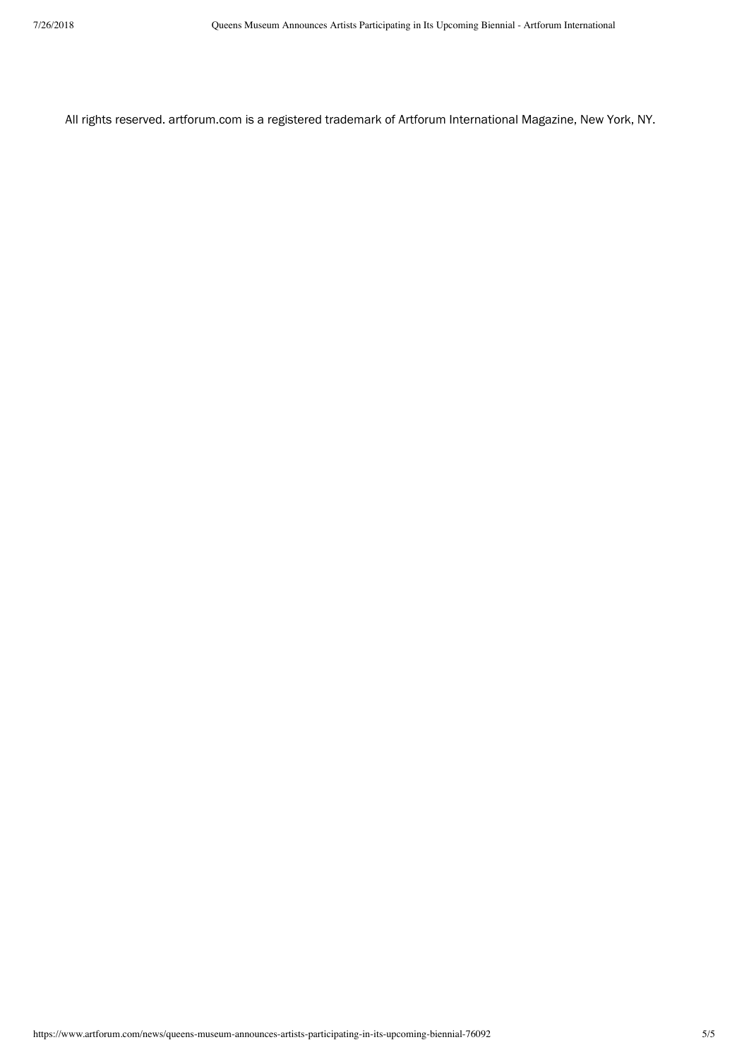All rights reserved. artforum.com is a registered trademark of Artforum International Magazine, New York, NY.